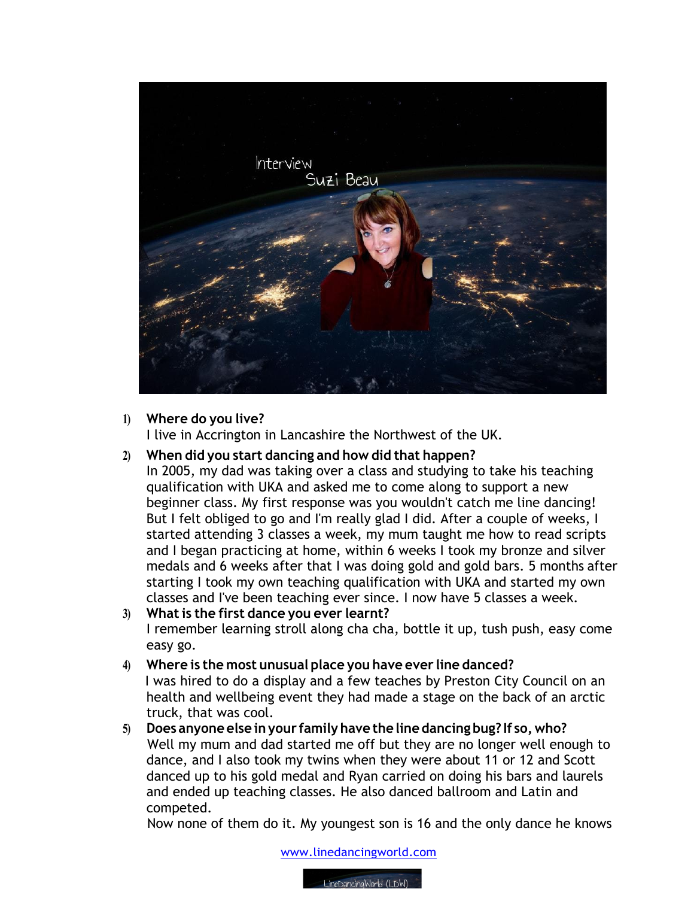Interview
Suzi Beau

1) **Where do you live?**
   I live in Accrington in Lancashire the Northwest of the UK.
2) **When did you start dancing and how did that happen?**
   In 2005, my dad was taking over a class and studying to take his teaching qualification with UKA and asked me to come along to support a new beginner class. My first response was you wouldn't catch me line dancing! But I felt obliged to go and I'm really glad I did. After a couple of weeks, I started attending 3 classes a week, my mum taught me how to read scripts and I began practicing at home, within 6 weeks I took my bronze and silver medals and 6 weeks after that I was doing gold and gold bars. 5 months after starting I took my own teaching qualification with UKA and started my own classes and I've been teaching ever since. I now have 5 classes a week.
3) **What is the first dance you ever learnt?**
   I remember learning stroll along cha cha, bottle it up, tush push, easy come easy go.
4) **Where is the most unusual place you have ever line danced?**
   I was hired to do a display and a few teaches by Preston City Council on an health and wellbeing event they had made a stage on the back of an arctic truck, that was cool.
5) **Does anyone else in your family have the line dancing bug? If so, who?**
   Well my mum and dad started me off but they are no longer well enough to dance, and I also took my twins when they were about 11 or 12 and Scott danced up to his gold medal and Ryan carried on doing his bars and laurels and ended up teaching classes. He also danced ballroom and Latin and competed.
   Now none of them do it. My youngest son is 16 and the only dance he knows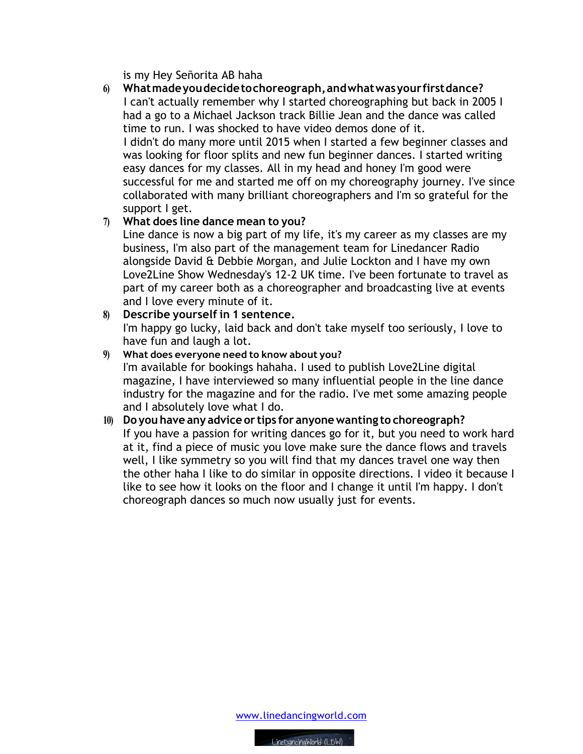is my Hey Señorita AB haha

6) **What made you decide to choreograph, and what was your first dance?**
I can't actually remember why I started choreographing but back in 2005 I had a go to a Michael Jackson track Billie Jean and the dance was called time to run. I was shocked to have video demos done of it.
I didn't do many more until 2015 when I started a few beginner classes and was looking for floor splits and new fun beginner dances. I started writing easy dances for my classes. All in my head and honey I'm good were successful for me and started me off on my choreography journey. I've since collaborated with many brilliant choreographers and I'm so grateful for the support I get.

7) **What does line dance mean to you?**
Line dance is now a big part of my life, it's my career as my classes are my business, I'm also part of the management team for Linedancer Radio alongside David & Debbie Morgan, and Julie Lockton and I have my own Love2Line Show Wednesday's 12-2 UK time. I've been fortunate to travel as part of my career both as a choreographer and broadcasting live at events and I love every minute of it.

8) **Describe yourself in 1 sentence.**
I'm happy go lucky, laid back and don't take myself too seriously, I love to have fun and laugh a lot.

9) **What does everyone need to know about you?**
I'm available for bookings hahaha. I used to publish Love2Line digital magazine, I have interviewed so many influential people in the line dance industry for the magazine and for the radio. I've met some amazing people and I absolutely love what I do.

10) **Do you have any advice or tips for anyone wanting to choreograph?**
If you have a passion for writing dances go for it, but you need to work hard at it, find a piece of music you love make sure the dance flows and travels well, I like symmetry so you will find that my dances travel one way then the other haha I like to do similar in opposite directions. I video it because I like to see how it looks on the floor and I change it until I'm happy. I don't choreograph dances so much now usually just for events.